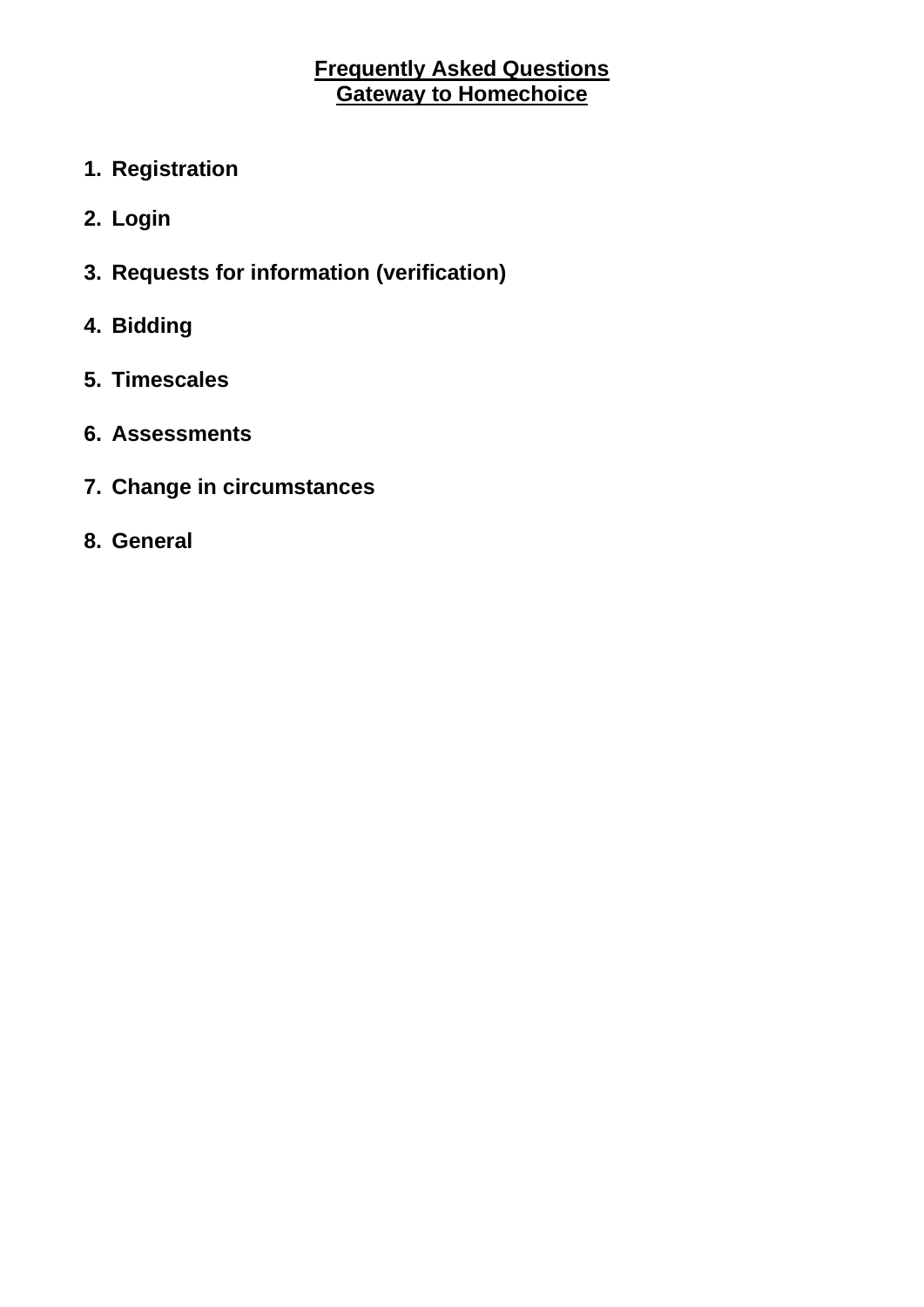# Frequently Asked Questions
# Gateway to Homechoice

1. **Registration**
2. **Login**
3. **Requests for information (verification)**
4. **Bidding**
5. **Timescales**
6. **Assessments**
7. **Change in circumstances**
8. **General**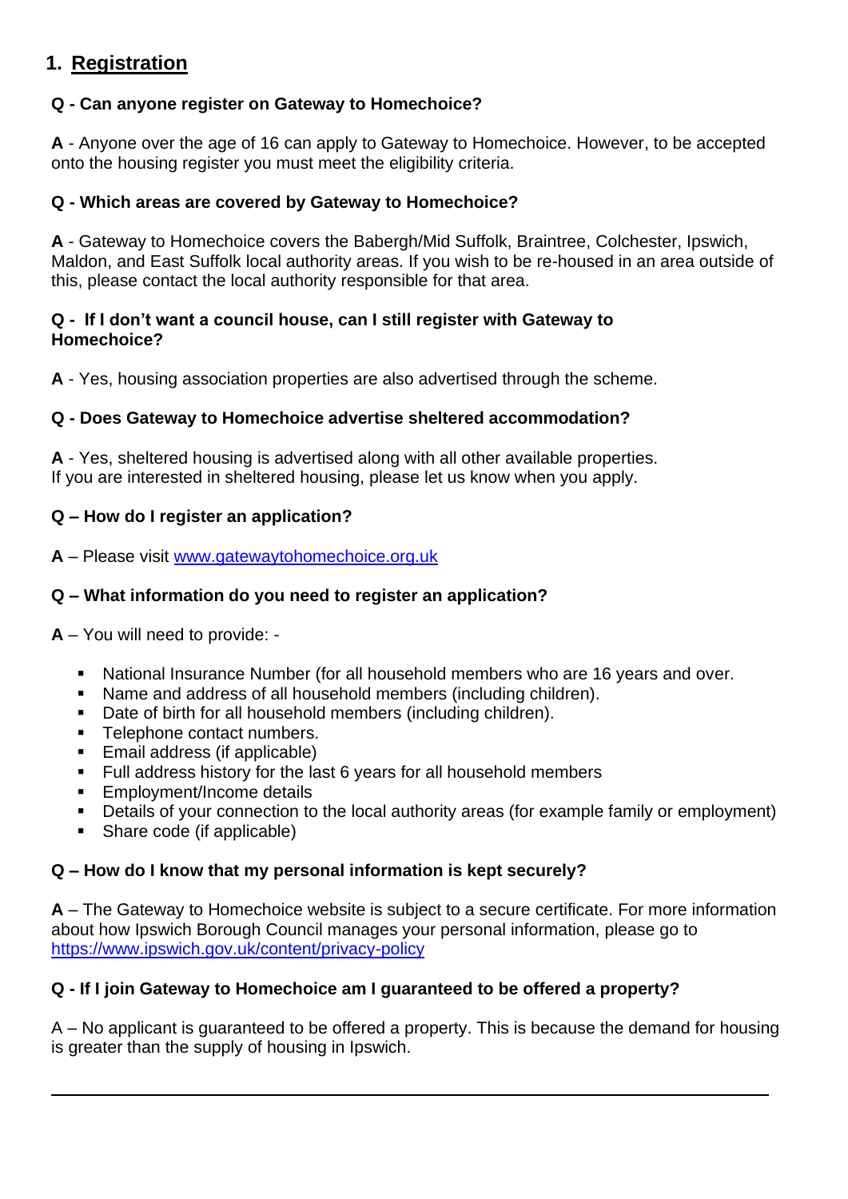## 1. Registration

**Q - Can anyone register on Gateway to Homechoice?**

**A** - Anyone over the age of 16 can apply to Gateway to Homechoice. However, to be accepted onto the housing register you must meet the eligibility criteria.

**Q - Which areas are covered by Gateway to Homechoice?**

**A** - Gateway to Homechoice covers the Babergh/Mid Suffolk, Braintree, Colchester, Ipswich, Maldon, and East Suffolk local authority areas. If you wish to be re-housed in an area outside of this, please contact the local authority responsible for that area.

**Q - If I don't want a council house, can I still register with Gateway to Homechoice?**

**A** - Yes, housing association properties are also advertised through the scheme.

**Q - Does Gateway to Homechoice advertise sheltered accommodation?**

**A** - Yes, sheltered housing is advertised along with all other available properties.
If you are interested in sheltered housing, please let us know when you apply.

**Q – How do I register an application?**

**A** – Please visit [www.gatewaytohomechoice.org.uk](http://www.gatewaytohomechoice.org.uk)

**Q – What information do you need to register an application?**

**A** – You will need to provide: -

- National Insurance Number (for all household members who are 16 years and over.
- Name and address of all household members (including children).
- Date of birth for all household members (including children).
- Telephone contact numbers.
- Email address (if applicable)
- Full address history for the last 6 years for all household members
- Employment/Income details
- Details of your connection to the local authority areas (for example family or employment)
- Share code (if applicable)

**Q – How do I know that my personal information is kept securely?**

**A** – The Gateway to Homechoice website is subject to a secure certificate. For more information about how Ipswich Borough Council manages your personal information, please go to [https://www.ipswich.gov.uk/content/privacy-policy](https://www.ipswich.gov.uk/content/privacy-policy)

**Q - If I join Gateway to Homechoice am I guaranteed to be offered a property?**

A – No applicant is guaranteed to be offered a property. This is because the demand for housing is greater than the supply of housing in Ipswich.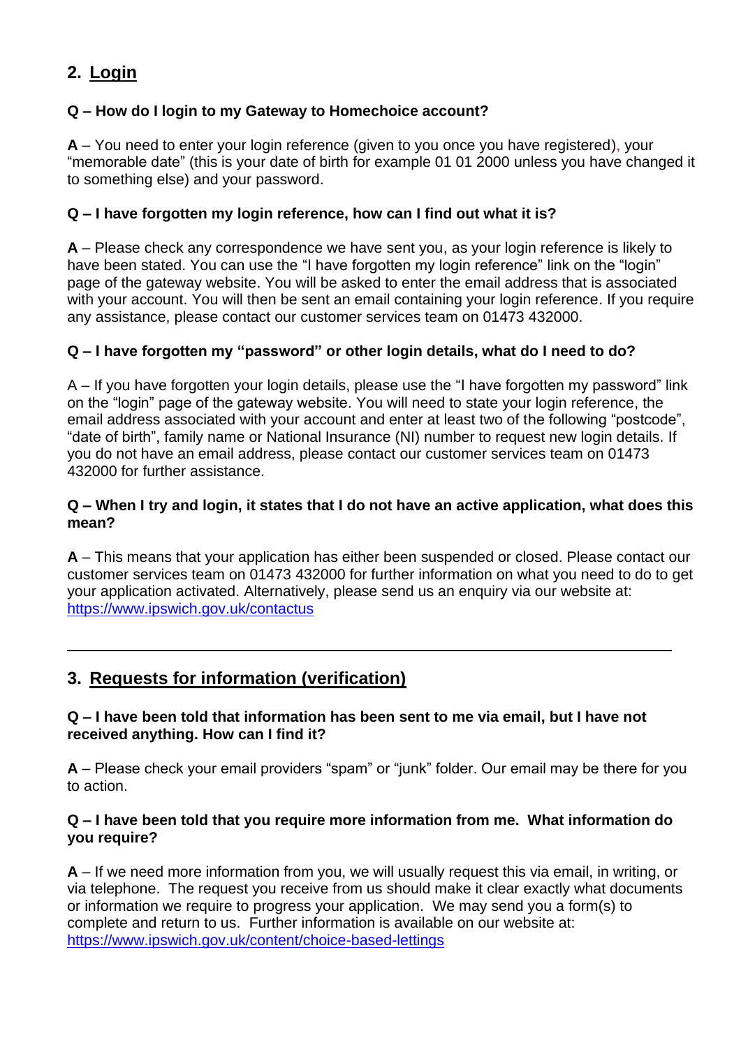## 2. Login

**Q – How do I login to my Gateway to Homechoice account?**

**A** – You need to enter your login reference (given to you once you have registered), your "memorable date" (this is your date of birth for example 01 01 2000 unless you have changed it to something else) and your password.

**Q – I have forgotten my login reference, how can I find out what it is?**

**A** – Please check any correspondence we have sent you, as your login reference is likely to have been stated. You can use the "I have forgotten my login reference" link on the "login" page of the gateway website. You will be asked to enter the email address that is associated with your account. You will then be sent an email containing your login reference. If you require any assistance, please contact our customer services team on 01473 432000.

**Q – I have forgotten my "password" or other login details, what do I need to do?**

A – If you have forgotten your login details, please use the "I have forgotten my password" link on the "login" page of the gateway website. You will need to state your login reference, the email address associated with your account and enter at least two of the following "postcode", "date of birth", family name or National Insurance (NI) number to request new login details. If you do not have an email address, please contact our customer services team on 01473 432000 for further assistance.

**Q – When I try and login, it states that I do not have an active application, what does this mean?**

**A** – This means that your application has either been suspended or closed. Please contact our customer services team on 01473 432000 for further information on what you need to do to get your application activated. Alternatively, please send us an enquiry via our website at: https://www.ipswich.gov.uk/contactus

---

## 3. Requests for information (verification)

**Q – I have been told that information has been sent to me via email, but I have not received anything. How can I find it?**

**A** – Please check your email providers "spam" or "junk" folder. Our email may be there for you to action.

**Q – I have been told that you require more information from me. What information do you require?**

**A** – If we need more information from you, we will usually request this via email, in writing, or via telephone. The request you receive from us should make it clear exactly what documents or information we require to progress your application. We may send you a form(s) to complete and return to us. Further information is available on our website at: https://www.ipswich.gov.uk/content/choice-based-lettings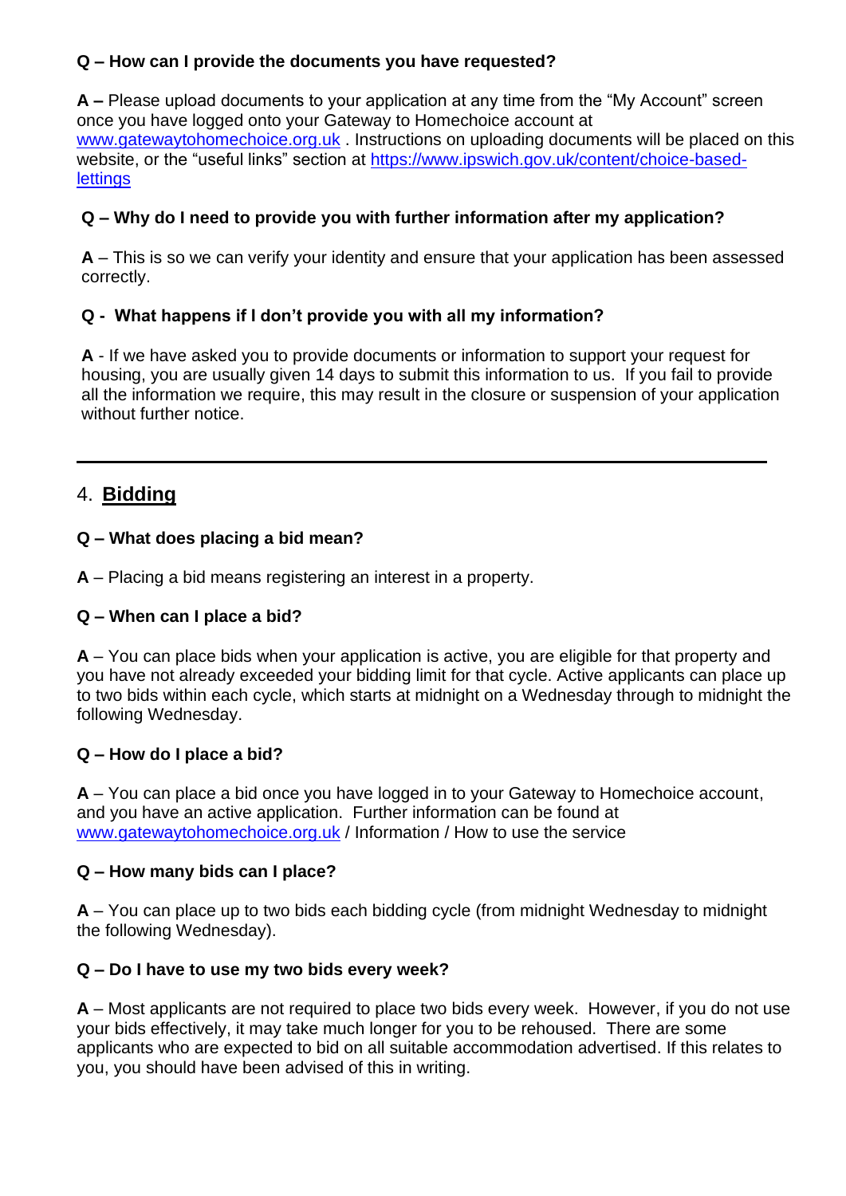**Q – How can I provide the documents you have requested?**

**A –** Please upload documents to your application at any time from the "My Account" screen once you have logged onto your Gateway to Homechoice account at [www.gatewaytohomechoice.org.uk](http://www.gatewaytohomechoice.org.uk) . Instructions on uploading documents will be placed on this website, or the "useful links" section at [https://www.ipswich.gov.uk/content/choice-based-lettings](https://www.ipswich.gov.uk/content/choice-based-lettings)

**Q – Why do I need to provide you with further information after my application?**

**A** – This is so we can verify your identity and ensure that your application has been assessed correctly.

**Q - What happens if I don't provide you with all my information?**

**A** - If we have asked you to provide documents or information to support your request for housing, you are usually given 14 days to submit this information to us. If you fail to provide all the information we require, this may result in the closure or suspension of your application without further notice.

---

## 4. Bidding

**Q – What does placing a bid mean?**

**A** – Placing a bid means registering an interest in a property.

**Q – When can I place a bid?**

**A** – You can place bids when your application is active, you are eligible for that property and you have not already exceeded your bidding limit for that cycle. Active applicants can place up to two bids within each cycle, which starts at midnight on a Wednesday through to midnight the following Wednesday.

**Q – How do I place a bid?**

**A** – You can place a bid once you have logged in to your Gateway to Homechoice account, and you have an active application. Further information can be found at [www.gatewaytohomechoice.org.uk](http://www.gatewaytohomechoice.org.uk) / Information / How to use the service

**Q – How many bids can I place?**

**A** – You can place up to two bids each bidding cycle (from midnight Wednesday to midnight the following Wednesday).

**Q – Do I have to use my two bids every week?**

**A** – Most applicants are not required to place two bids every week. However, if you do not use your bids effectively, it may take much longer for you to be rehoused. There are some applicants who are expected to bid on all suitable accommodation advertised. If this relates to you, you should have been advised of this in writing.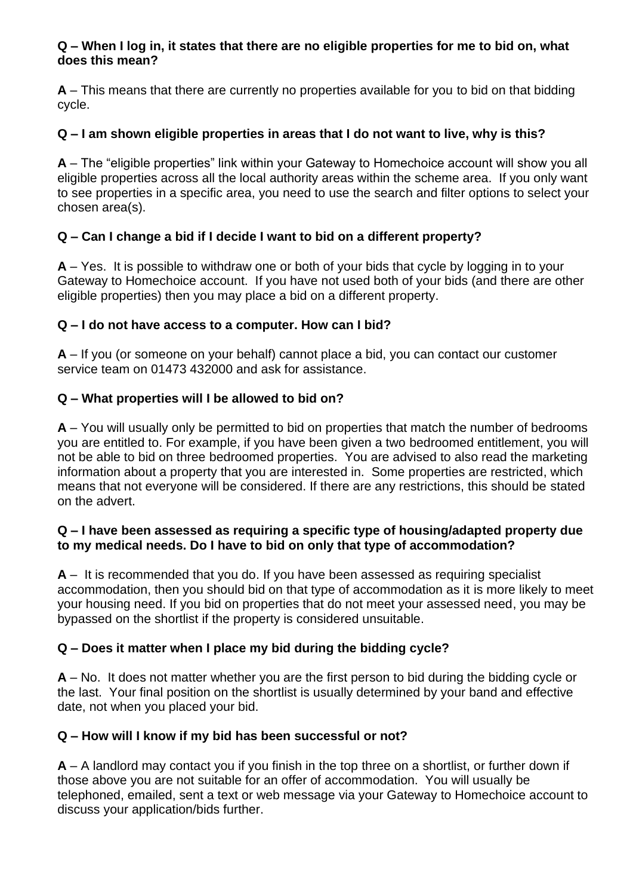**Q – When I log in, it states that there are no eligible properties for me to bid on, what does this mean?**

**A** – This means that there are currently no properties available for you to bid on that bidding cycle.

**Q – I am shown eligible properties in areas that I do not want to live, why is this?**

**A** – The "eligible properties" link within your Gateway to Homechoice account will show you all eligible properties across all the local authority areas within the scheme area. If you only want to see properties in a specific area, you need to use the search and filter options to select your chosen area(s).

**Q – Can I change a bid if I decide I want to bid on a different property?**

**A** – Yes. It is possible to withdraw one or both of your bids that cycle by logging in to your Gateway to Homechoice account. If you have not used both of your bids (and there are other eligible properties) then you may place a bid on a different property.

**Q – I do not have access to a computer. How can I bid?**

**A** – If you (or someone on your behalf) cannot place a bid, you can contact our customer service team on 01473 432000 and ask for assistance.

**Q – What properties will I be allowed to bid on?**

**A** – You will usually only be permitted to bid on properties that match the number of bedrooms you are entitled to. For example, if you have been given a two bedroomed entitlement, you will not be able to bid on three bedroomed properties. You are advised to also read the marketing information about a property that you are interested in. Some properties are restricted, which means that not everyone will be considered. If there are any restrictions, this should be stated on the advert.

**Q – I have been assessed as requiring a specific type of housing/adapted property due to my medical needs. Do I have to bid on only that type of accommodation?**

**A** – It is recommended that you do. If you have been assessed as requiring specialist accommodation, then you should bid on that type of accommodation as it is more likely to meet your housing need. If you bid on properties that do not meet your assessed need, you may be bypassed on the shortlist if the property is considered unsuitable.

**Q – Does it matter when I place my bid during the bidding cycle?**

**A** – No. It does not matter whether you are the first person to bid during the bidding cycle or the last. Your final position on the shortlist is usually determined by your band and effective date, not when you placed your bid.

**Q – How will I know if my bid has been successful or not?**

**A** – A landlord may contact you if you finish in the top three on a shortlist, or further down if those above you are not suitable for an offer of accommodation. You will usually be telephoned, emailed, sent a text or web message via your Gateway to Homechoice account to discuss your application/bids further.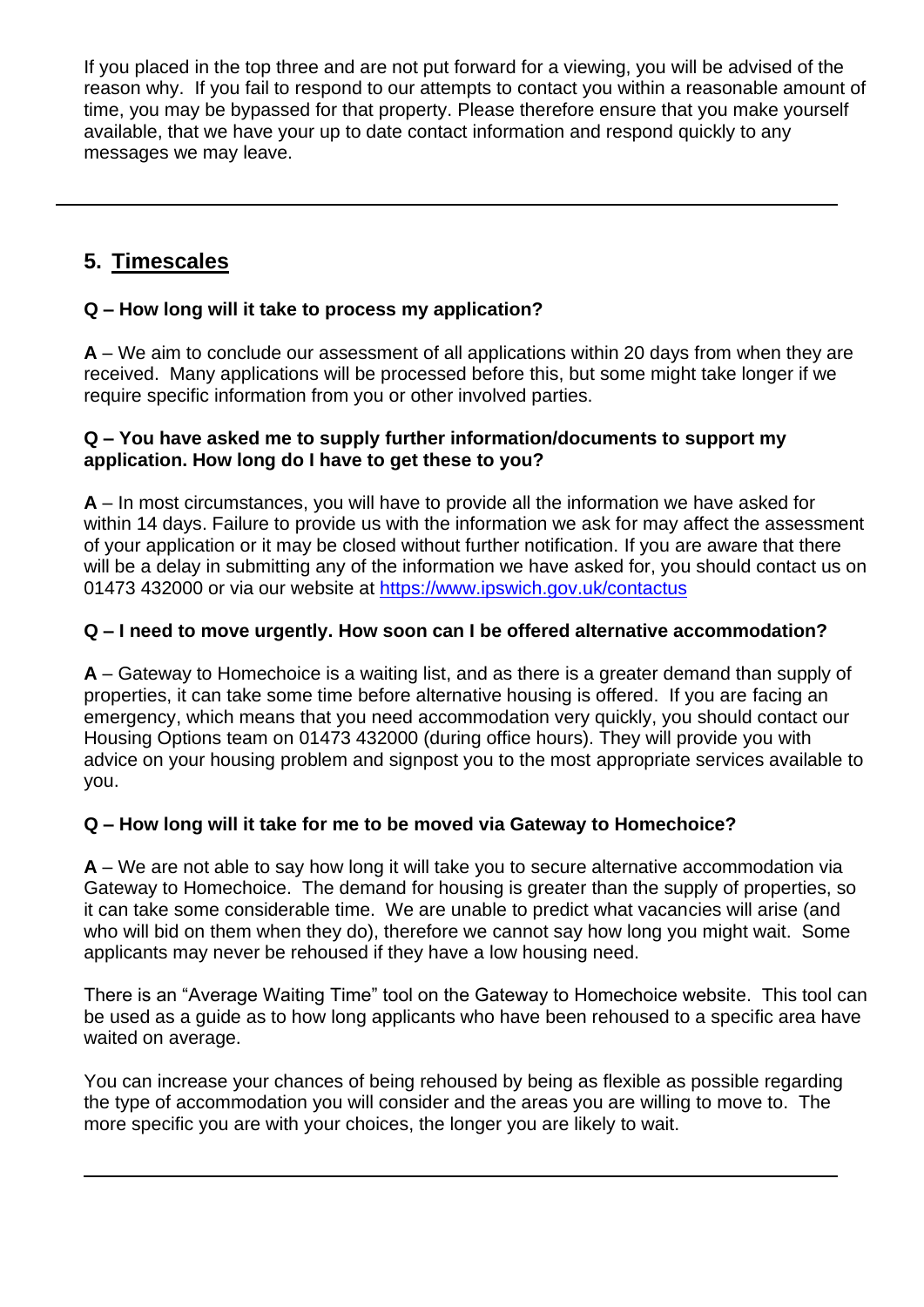If you placed in the top three and are not put forward for a viewing, you will be advised of the reason why. If you fail to respond to our attempts to contact you within a reasonable amount of time, you may be bypassed for that property. Please therefore ensure that you make yourself available, that we have your up to date contact information and respond quickly to any messages we may leave.

---

## 5. Timescales

**Q – How long will it take to process my application?**

**A** – We aim to conclude our assessment of all applications within 20 days from when they are received. Many applications will be processed before this, but some might take longer if we require specific information from you or other involved parties.

**Q – You have asked me to supply further information/documents to support my application. How long do I have to get these to you?**

**A** – In most circumstances, you will have to provide all the information we have asked for within 14 days. Failure to provide us with the information we ask for may affect the assessment of your application or it may be closed without further notification. If you are aware that there will be a delay in submitting any of the information we have asked for, you should contact us on 01473 432000 or via our website at [https://www.ipswich.gov.uk/contactus](https://www.ipswich.gov.uk/contactus)

**Q – I need to move urgently. How soon can I be offered alternative accommodation?**

**A** – Gateway to Homechoice is a waiting list, and as there is a greater demand than supply of properties, it can take some time before alternative housing is offered. If you are facing an emergency, which means that you need accommodation very quickly, you should contact our Housing Options team on 01473 432000 (during office hours). They will provide you with advice on your housing problem and signpost you to the most appropriate services available to you.

**Q – How long will it take for me to be moved via Gateway to Homechoice?**

**A** – We are not able to say how long it will take you to secure alternative accommodation via Gateway to Homechoice. The demand for housing is greater than the supply of properties, so it can take some considerable time. We are unable to predict what vacancies will arise (and who will bid on them when they do), therefore we cannot say how long you might wait. Some applicants may never be rehoused if they have a low housing need.

There is an "Average Waiting Time" tool on the Gateway to Homechoice website. This tool can be used as a guide as to how long applicants who have been rehoused to a specific area have waited on average.

You can increase your chances of being rehoused by being as flexible as possible regarding the type of accommodation you will consider and the areas you are willing to move to. The more specific you are with your choices, the longer you are likely to wait.

---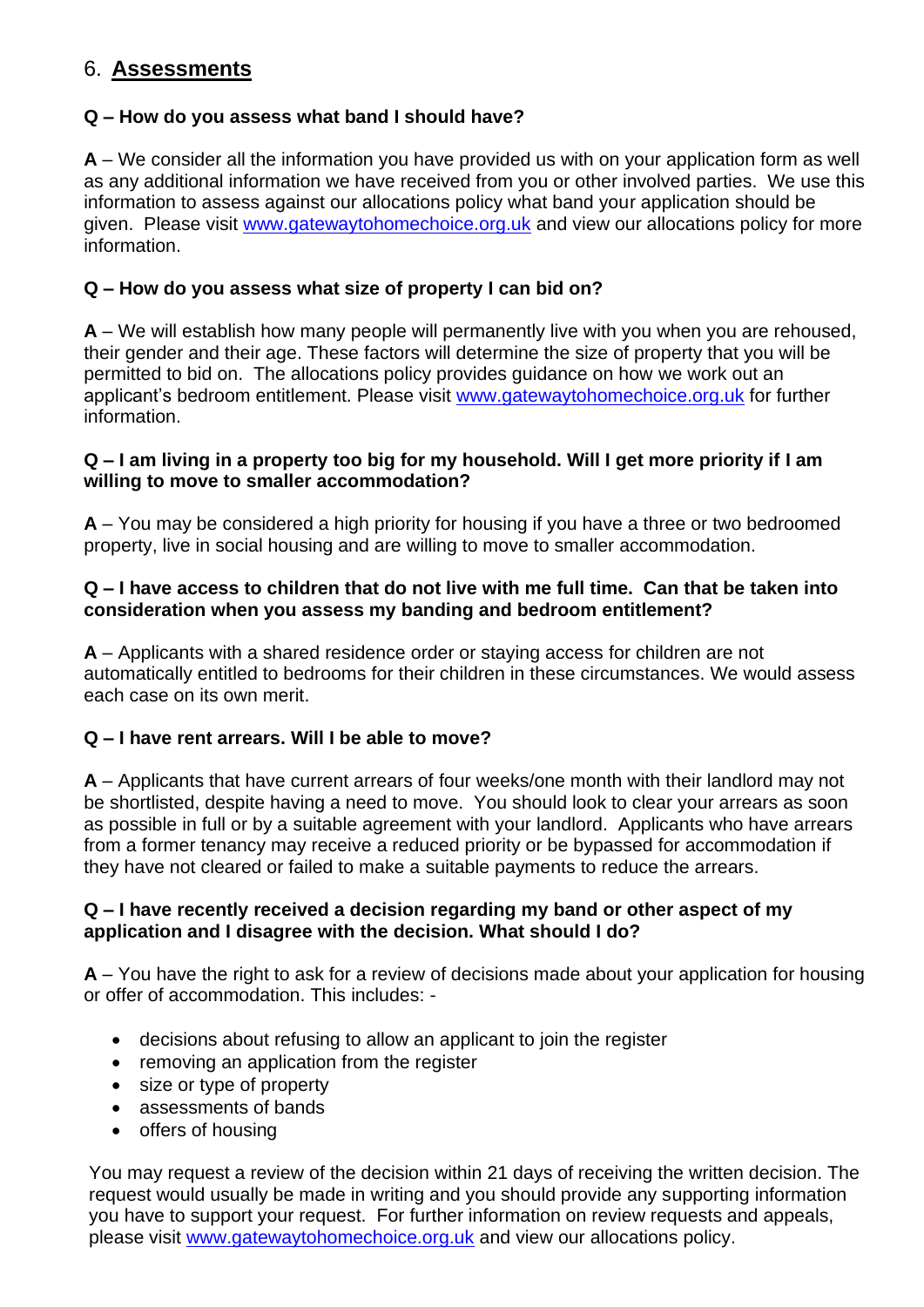## 6. Assessments

**Q – How do you assess what band I should have?**

**A** – We consider all the information you have provided us with on your application form as well as any additional information we have received from you or other involved parties. We use this information to assess against our allocations policy what band your application should be given. Please visit www.gatewaytohomechoice.org.uk and view our allocations policy for more information.

**Q – How do you assess what size of property I can bid on?**

**A** – We will establish how many people will permanently live with you when you are rehoused, their gender and their age. These factors will determine the size of property that you will be permitted to bid on. The allocations policy provides guidance on how we work out an applicant's bedroom entitlement. Please visit www.gatewaytohomechoice.org.uk for further information.

**Q – I am living in a property too big for my household. Will I get more priority if I am willing to move to smaller accommodation?**

**A** – You may be considered a high priority for housing if you have a three or two bedroomed property, live in social housing and are willing to move to smaller accommodation.

**Q – I have access to children that do not live with me full time. Can that be taken into consideration when you assess my banding and bedroom entitlement?**

**A** – Applicants with a shared residence order or staying access for children are not automatically entitled to bedrooms for their children in these circumstances. We would assess each case on its own merit.

**Q – I have rent arrears. Will I be able to move?**

**A** – Applicants that have current arrears of four weeks/one month with their landlord may not be shortlisted, despite having a need to move. You should look to clear your arrears as soon as possible in full or by a suitable agreement with your landlord. Applicants who have arrears from a former tenancy may receive a reduced priority or be bypassed for accommodation if they have not cleared or failed to make a suitable payments to reduce the arrears.

**Q – I have recently received a decision regarding my band or other aspect of my application and I disagree with the decision. What should I do?**

**A** – You have the right to ask for a review of decisions made about your application for housing or offer of accommodation. This includes: -

- decisions about refusing to allow an applicant to join the register
- removing an application from the register
- size or type of property
- assessments of bands
- offers of housing

You may request a review of the decision within 21 days of receiving the written decision. The request would usually be made in writing and you should provide any supporting information you have to support your request. For further information on review requests and appeals, please visit www.gatewaytohomechoice.org.uk and view our allocations policy.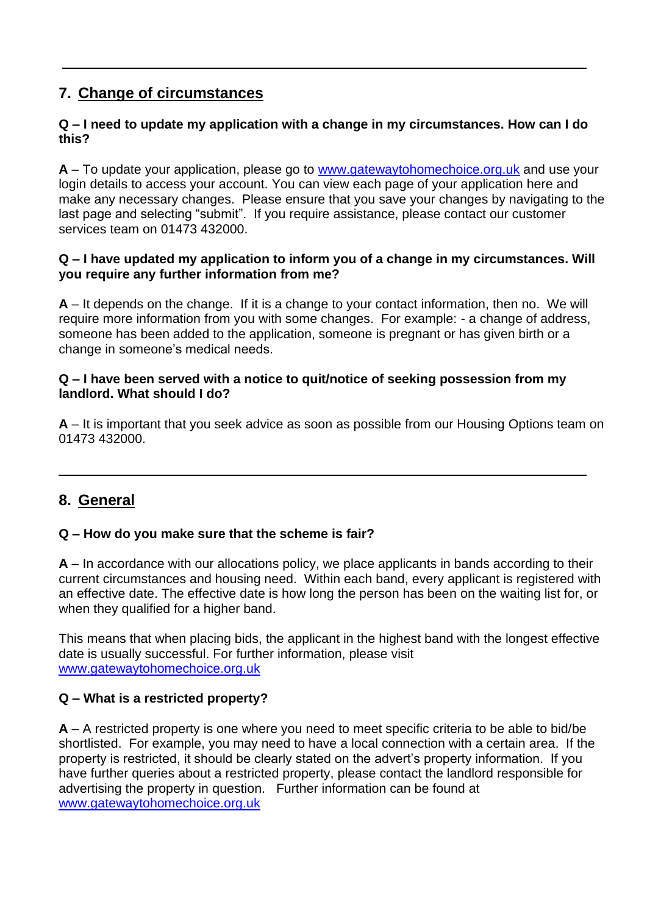---

## 7. Change of circumstances

**Q – I need to update my application with a change in my circumstances. How can I do this?**

**A** – To update your application, please go to www.gatewaytohomechoice.org.uk and use your login details to access your account. You can view each page of your application here and make any necessary changes. Please ensure that you save your changes by navigating to the last page and selecting "submit". If you require assistance, please contact our customer services team on 01473 432000.

**Q – I have updated my application to inform you of a change in my circumstances. Will you require any further information from me?**

**A** – It depends on the change. If it is a change to your contact information, then no. We will require more information from you with some changes. For example: - a change of address, someone has been added to the application, someone is pregnant or has given birth or a change in someone's medical needs.

**Q – I have been served with a notice to quit/notice of seeking possession from my landlord. What should I do?**

**A** – It is important that you seek advice as soon as possible from our Housing Options team on 01473 432000.

---

## 8. General

**Q – How do you make sure that the scheme is fair?**

**A** – In accordance with our allocations policy, we place applicants in bands according to their current circumstances and housing need. Within each band, every applicant is registered with an effective date. The effective date is how long the person has been on the waiting list for, or when they qualified for a higher band.

This means that when placing bids, the applicant in the highest band with the longest effective date is usually successful. For further information, please visit www.gatewaytohomechoice.org.uk

**Q – What is a restricted property?**

**A** – A restricted property is one where you need to meet specific criteria to be able to bid/be shortlisted. For example, you may need to have a local connection with a certain area. If the property is restricted, it should be clearly stated on the advert's property information. If you have further queries about a restricted property, please contact the landlord responsible for advertising the property in question. Further information can be found at www.gatewaytohomechoice.org.uk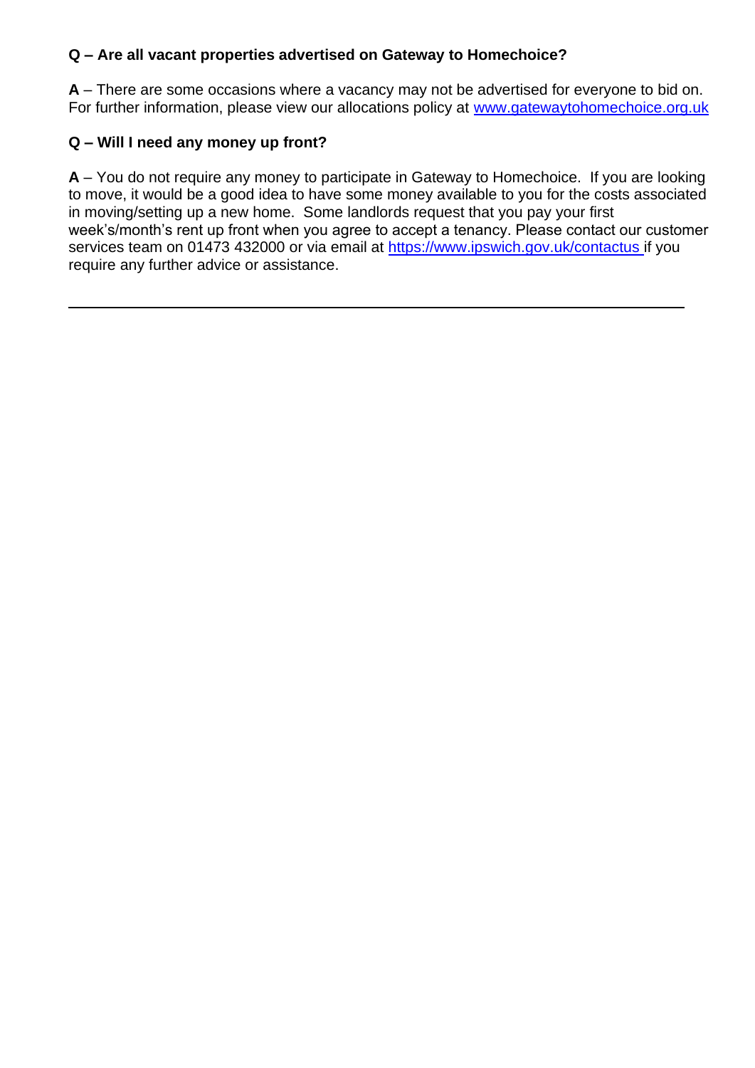**Q – Are all vacant properties advertised on Gateway to Homechoice?**

**A** – There are some occasions where a vacancy may not be advertised for everyone to bid on. For further information, please view our allocations policy at [www.gatewaytohomechoice.org.uk](http://www.gatewaytohomechoice.org.uk)

**Q – Will I need any money up front?**

**A** – You do not require any money to participate in Gateway to Homechoice. If you are looking to move, it would be a good idea to have some money available to you for the costs associated in moving/setting up a new home. Some landlords request that you pay your first week's/month's rent up front when you agree to accept a tenancy. Please contact our customer services team on 01473 432000 or via email at [https://www.ipswich.gov.uk/contactus](https://www.ipswich.gov.uk/contactus) if you require any further advice or assistance.

---